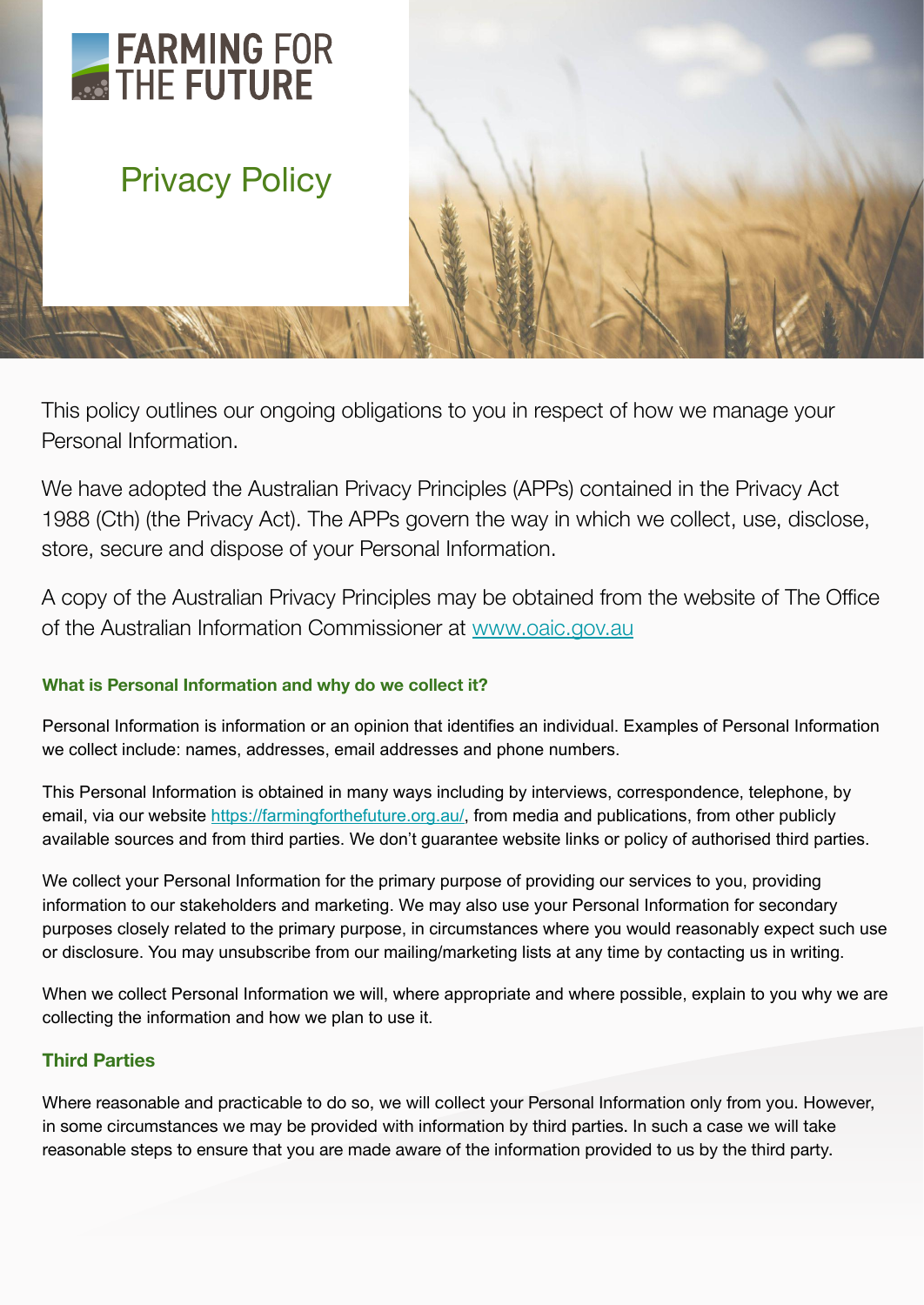# FARMING FOR THE FUTURE

# Privacy Policy

This policy outlines our ongoing obligations to you in respect of how we manage your Personal Information.

We have adopted the Australian Privacy Principles (APPs) contained in the Privacy Act 1988 (Cth) (the Privacy Act). The APPs govern the way in which we collect, use, disclose, store, secure and dispose of your Personal Information.

A copy of the Australian Privacy Principles may be obtained from the website of The Office of the Australian Information Commissioner at [www.oaic.gov.au](http://www.oaic.gov.au)

### What is Personal Information and why do we collect it?

Personal Information is information or an opinion that identifies an individual. Examples of Personal Information we collect include: names, addresses, email addresses and phone numbers.

This Personal Information is obtained in many ways including by interviews, correspondence, telephone, by email, via our website [https://farmingforthefuture.org.au/](https://farmingforthefuture.org.au/), from media and publications, from other publicly available sources and from third parties. We don't guarantee website links or policy of authorised third parties.

We collect your Personal Information for the primary purpose of providing our services to you, providing information to our stakeholders and marketing. We may also use your Personal Information for secondary purposes closely related to the primary purpose, in circumstances where you would reasonably expect such use or disclosure. You may unsubscribe from our mailing/marketing lists at any time by contacting us in writing.

When we collect Personal Information we will, where appropriate and where possible, explain to you why we are collecting the information and how we plan to use it.

### Third Parties

Where reasonable and practicable to do so, we will collect your Personal Information only from you. However, in some circumstances we may be provided with information by third parties. In such a case we will take reasonable steps to ensure that you are made aware of the information provided to us by the third party.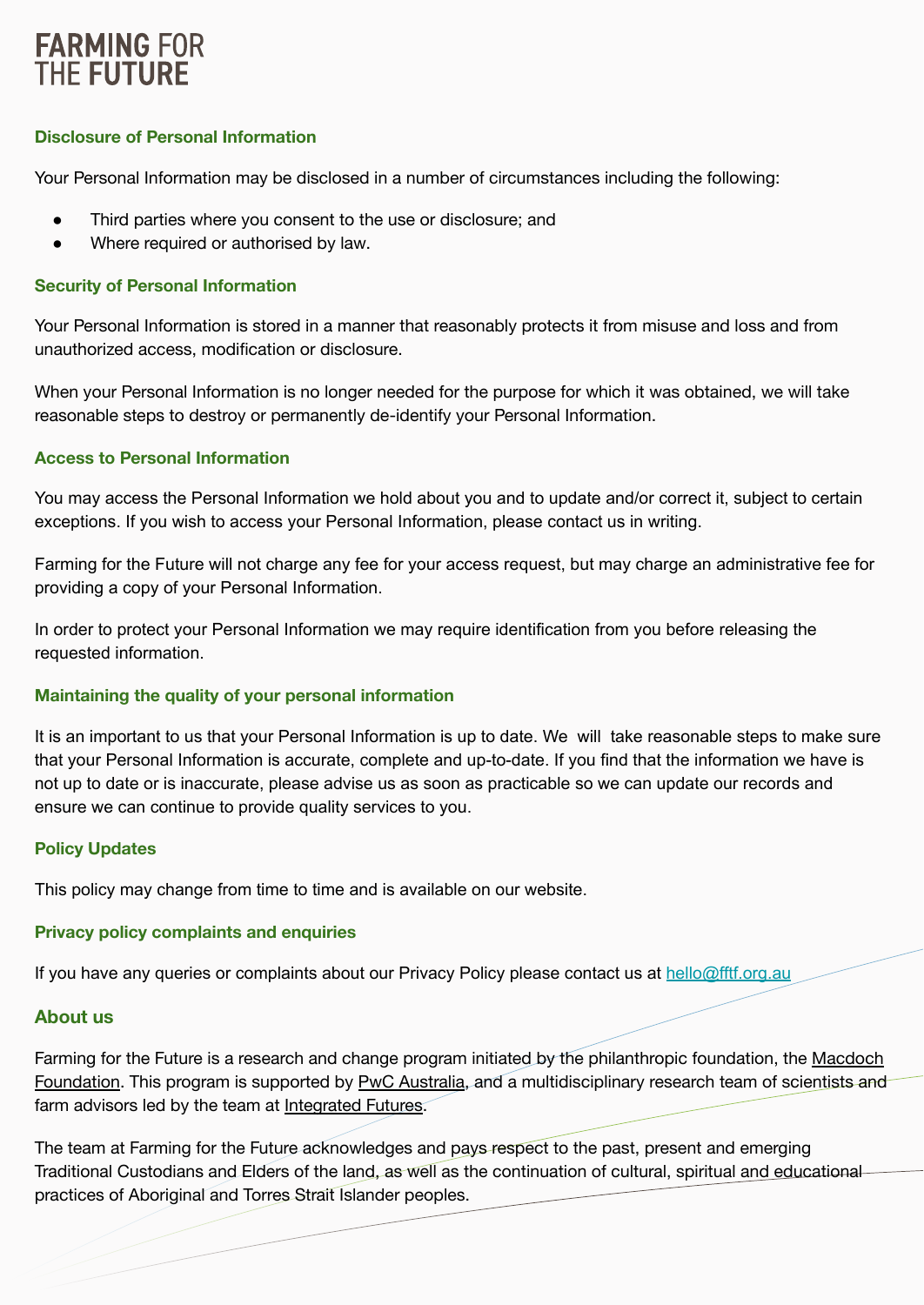FARMING FOR THE FUTURE

### Disclosure of Personal Information

Your Personal Information may be disclosed in a number of circumstances including the following:

- Third parties where you consent to the use or disclosure; and
- Where required or authorised by law.

### Security of Personal Information

Your Personal Information is stored in a manner that reasonably protects it from misuse and loss and from unauthorized access, modification or disclosure.

When your Personal Information is no longer needed for the purpose for which it was obtained, we will take reasonable steps to destroy or permanently de-identify your Personal Information.

### Access to Personal Information

You may access the Personal Information we hold about you and to update and/or correct it, subject to certain exceptions. If you wish to access your Personal Information, please contact us in writing.

Farming for the Future will not charge any fee for your access request, but may charge an administrative fee for providing a copy of your Personal Information.

In order to protect your Personal Information we may require identification from you before releasing the requested information.

### Maintaining the quality of your personal information

It is an important to us that your Personal Information is up to date. We will take reasonable steps to make sure that your Personal Information is accurate, complete and up-to-date. If you find that the information we have is not up to date or is inaccurate, please advise us as soon as practicable so we can update our records and ensure we can continue to provide quality services to you.

### Policy Updates

This policy may change from time to time and is available on our website.

### Privacy policy complaints and enquiries

If you have any queries or complaints about our Privacy Policy please contact us at hello@fftf.org.au

## About us

Farming for the Future is a research and change program initiated by the philanthropic foundation, the Macdoch Foundation. This program is supported by PwC Australia, and a multidisciplinary research team of scientists and farm advisors led by the team at Integrated Futures.

The team at Farming for the Future acknowledges and pays respect to the past, present and emerging Traditional Custodians and Elders of the land, as well as the continuation of cultural, spiritual and educational practices of Aboriginal and Torres Strait Islander peoples.